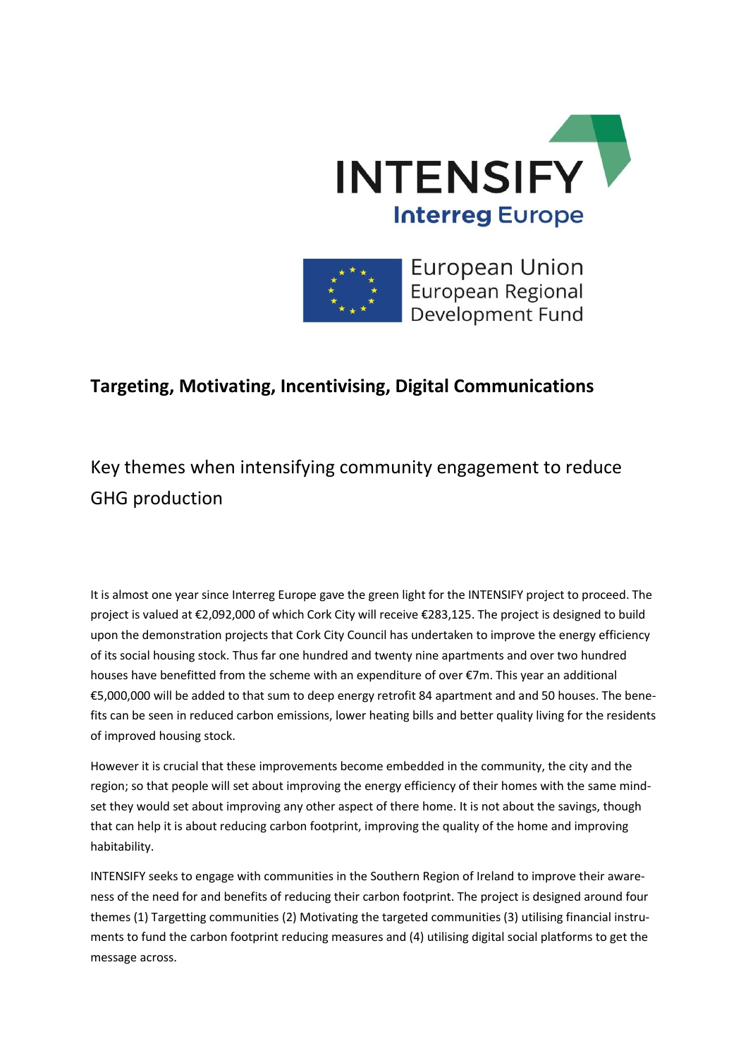INTENSIFY

Interreg Europe

European Union
European Regional
Development Fund

## Targeting, Motivating, Incentivising, Digital Communications

# Key themes when intensifying community engagement to reduce GHG production

It is almost one year since Interreg Europe gave the green light for the INTENSIFY project to proceed. The project is valued at €2,092,000 of which Cork City will receive €283,125. The project is designed to build upon the demonstration projects that Cork City Council has undertaken to improve the energy efficiency of its social housing stock. Thus far one hundred and twenty nine apartments and over two hundred houses have benefitted from the scheme with an expenditure of over €7m. This year an additional €5,000,000 will be added to that sum to deep energy retrofit 84 apartment and and 50 houses. The benefits can be seen in reduced carbon emissions, lower heating bills and better quality living for the residents of improved housing stock.

However it is crucial that these improvements become embedded in the community, the city and the region; so that people will set about improving the energy efficiency of their homes with the same mindset they would set about improving any other aspect of there home. It is not about the savings, though that can help it is about reducing carbon footprint, improving the quality of the home and improving habitability.

INTENSIFY seeks to engage with communities in the Southern Region of Ireland to improve their awareness of the need for and benefits of reducing their carbon footprint. The project is designed around four themes (1) Targetting communities (2) Motivating the targeted communities (3) utilising financial instruments to fund the carbon footprint reducing measures and (4) utilising digital social platforms to get the message across.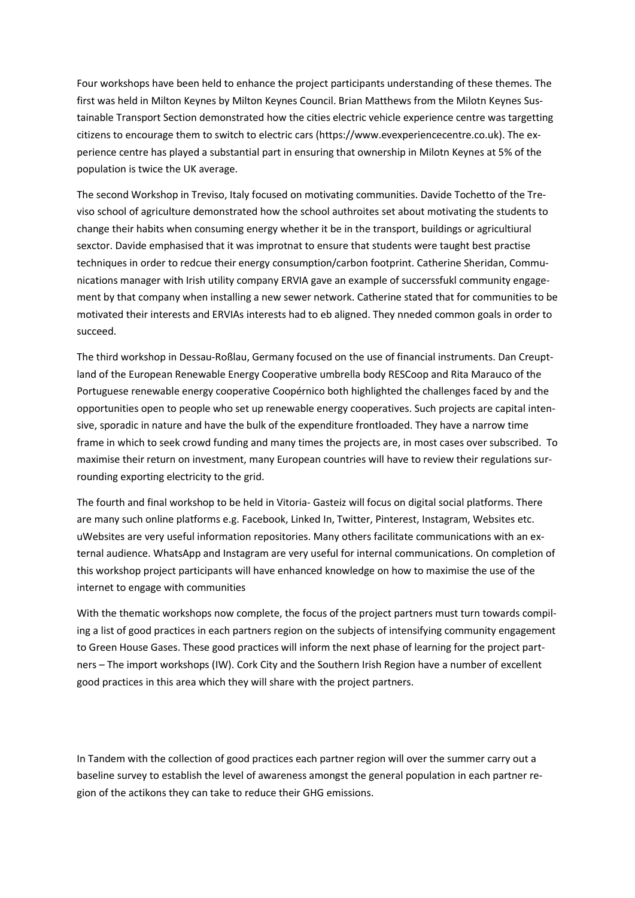Four workshops have been held to enhance the project participants understanding of these themes. The first was held in Milton Keynes by Milton Keynes Council. Brian Matthews from the Milotn Keynes Sustainable Transport Section demonstrated how the cities electric vehicle experience centre was targetting citizens to encourage them to switch to electric cars (https://www.evexperiencecentre.co.uk). The experience centre has played a substantial part in ensuring that ownership in Milotn Keynes at 5% of the population is twice the UK average.

The second Workshop in Treviso, Italy focused on motivating communities. Davide Tochetto of the Treviso school of agriculture demonstrated how the school authroites set about motivating the students to change their habits when consuming energy whether it be in the transport, buildings or agricultiural sexctor. Davide emphasised that it was improtnat to ensure that students were taught best practise techniques in order to redcue their energy consumption/carbon footprint. Catherine Sheridan, Communications manager with Irish utility company ERVIA gave an example of succerssfukl community engagement by that company when installing a new sewer network. Catherine stated that for communities to be motivated their interests and ERVIAs interests had to eb aligned. They nneded common goals in order to succeed.

The third workshop in Dessau-Roßlau, Germany focused on the use of financial instruments. Dan Creuptland of the European Renewable Energy Cooperative umbrella body RESCoop and Rita Marauco of the Portuguese renewable energy cooperative Coopérnico both highlighted the challenges faced by and the opportunities open to people who set up renewable energy cooperatives. Such projects are capital intensive, sporadic in nature and have the bulk of the expenditure frontloaded. They have a narrow time frame in which to seek crowd funding and many times the projects are, in most cases over subscribed. To maximise their return on investment, many European countries will have to review their regulations surrounding exporting electricity to the grid.

The fourth and final workshop to be held in Vitoria- Gasteiz will focus on digital social platforms. There are many such online platforms e.g. Facebook, Linked In, Twitter, Pinterest, Instagram, Websites etc. uWebsites are very useful information repositories. Many others facilitate communications with an external audience. WhatsApp and Instagram are very useful for internal communications. On completion of this workshop project participants will have enhanced knowledge on how to maximise the use of the internet to engage with communities

With the thematic workshops now complete, the focus of the project partners must turn towards compiling a list of good practices in each partners region on the subjects of intensifying community engagement to Green House Gases. These good practices will inform the next phase of learning for the project partners – The import workshops (IW). Cork City and the Southern Irish Region have a number of excellent good practices in this area which they will share with the project partners.

In Tandem with the collection of good practices each partner region will over the summer carry out a baseline survey to establish the level of awareness amongst the general population in each partner region of the actikons they can take to reduce their GHG emissions.